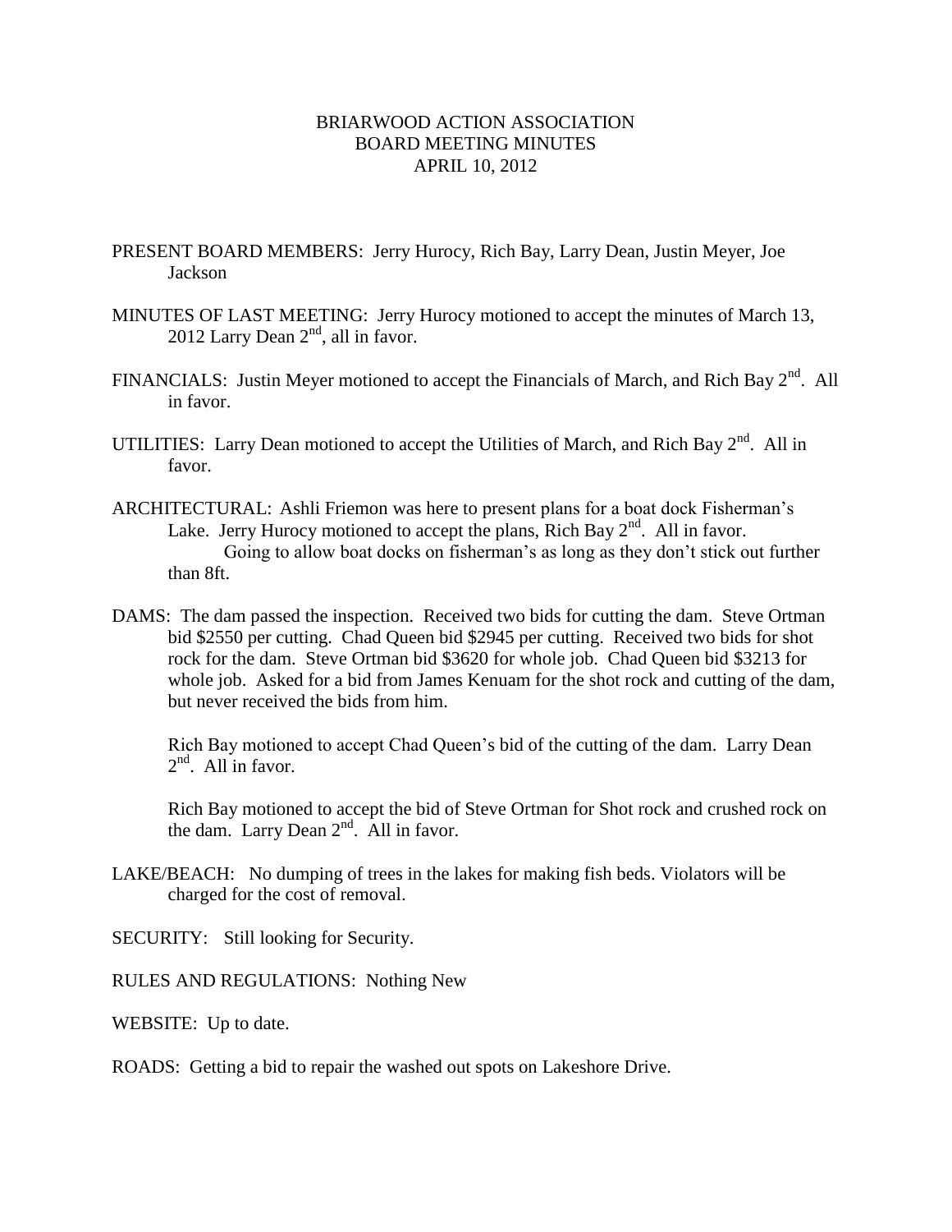# BRIARWOOD ACTION ASSOCIATION
## BOARD MEETING MINUTES
### APRIL 10, 2012

PRESENT BOARD MEMBERS: Jerry Hurocy, Rich Bay, Larry Dean, Justin Meyer, Joe Jackson

MINUTES OF LAST MEETING: Jerry Hurocy motioned to accept the minutes of March 13, 2012 Larry Dean 2nd, all in favor.

FINANCIALS: Justin Meyer motioned to accept the Financials of March, and Rich Bay 2nd. All in favor.

UTILITIES: Larry Dean motioned to accept the Utilities of March, and Rich Bay 2nd. All in favor.

ARCHITECTURAL: Ashli Friemon was here to present plans for a boat dock Fisherman's Lake. Jerry Hurocy motioned to accept the plans, Rich Bay 2nd. All in favor.
Going to allow boat docks on fisherman's as long as they don't stick out further than 8ft.

DAMS: The dam passed the inspection. Received two bids for cutting the dam. Steve Ortman bid $2550 per cutting. Chad Queen bid $2945 per cutting. Received two bids for shot rock for the dam. Steve Ortman bid $3620 for whole job. Chad Queen bid $3213 for whole job. Asked for a bid from James Kenuam for the shot rock and cutting of the dam, but never received the bids from him.

Rich Bay motioned to accept Chad Queen's bid of the cutting of the dam. Larry Dean 2nd. All in favor.

Rich Bay motioned to accept the bid of Steve Ortman for Shot rock and crushed rock on the dam. Larry Dean 2nd. All in favor.

LAKE/BEACH: No dumping of trees in the lakes for making fish beds. Violators will be charged for the cost of removal.

SECURITY: Still looking for Security.

RULES AND REGULATIONS: Nothing New

WEBSITE: Up to date.

ROADS: Getting a bid to repair the washed out spots on Lakeshore Drive.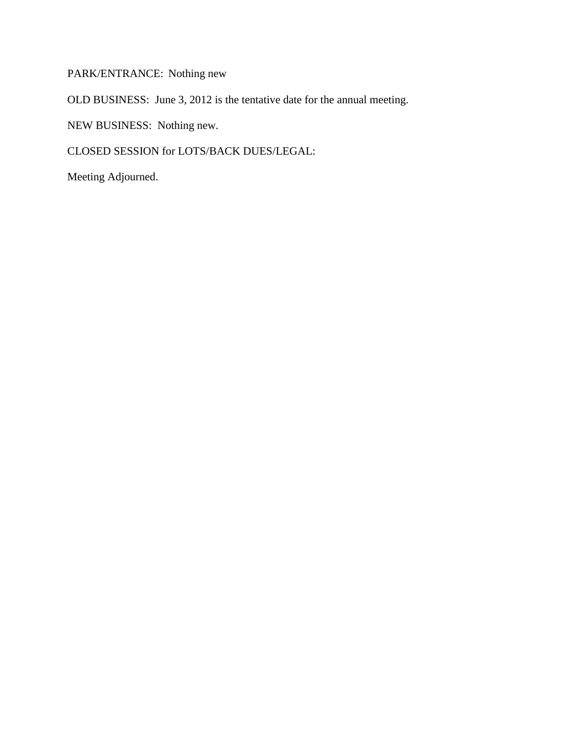PARK/ENTRANCE: Nothing new

OLD BUSINESS: June 3, 2012 is the tentative date for the annual meeting.

NEW BUSINESS: Nothing new.

CLOSED SESSION for LOTS/BACK DUES/LEGAL:

Meeting Adjourned.